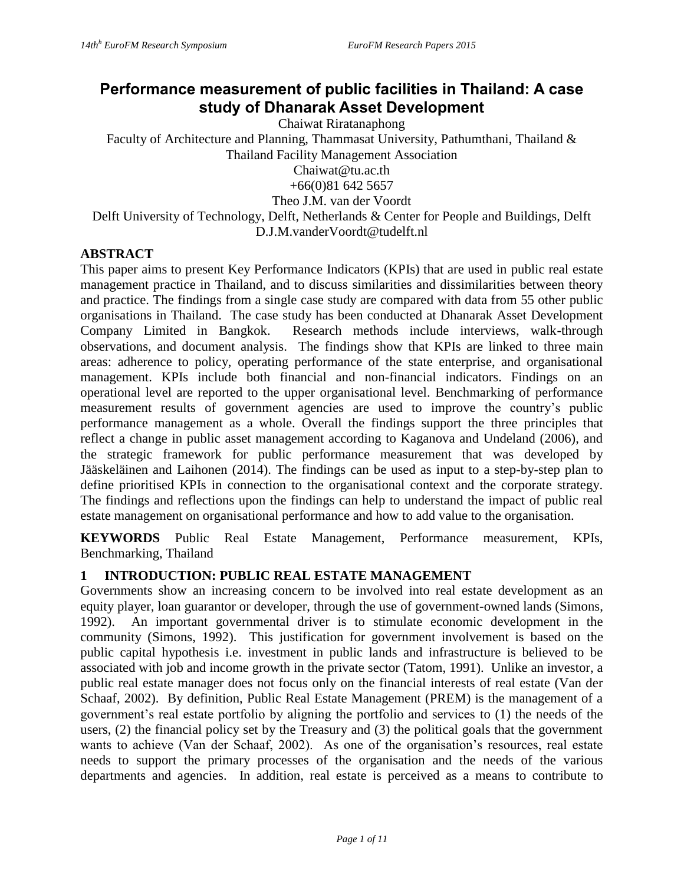# Performance measurement of public facilities in Thailand: A case study of Dhanarak Asset Development

Chaiwat Riratanaphong

Faculty of Architecture and Planning, Thammasat University, Pathumthani, Thailand & Thailand Facility Management Association

Chaiwat@tu.ac.th

+66(0)81 642 5657

Theo J.M. van der Voordt

Delft University of Technology, Delft, Netherlands & Center for People and Buildings, Delft

D.J.M.vanderVoordt@tudelft.nl

## ABSTRACT

This paper aims to present Key Performance Indicators (KPIs) that are used in public real estate management practice in Thailand, and to discuss similarities and dissimilarities between theory and practice. The findings from a single case study are compared with data from 55 other public organisations in Thailand. The case study has been conducted at Dhanarak Asset Development Company Limited in Bangkok. Research methods include interviews, walk-through observations, and document analysis. The findings show that KPIs are linked to three main areas: adherence to policy, operating performance of the state enterprise, and organisational management. KPIs include both financial and non-financial indicators. Findings on an operational level are reported to the upper organisational level. Benchmarking of performance measurement results of government agencies are used to improve the country's public performance management as a whole. Overall the findings support the three principles that reflect a change in public asset management according to Kaganova and Undeland (2006), and the strategic framework for public performance measurement that was developed by Jääskeläinen and Laihonen (2014). The findings can be used as input to a step-by-step plan to define prioritised KPIs in connection to the organisational context and the corporate strategy. The findings and reflections upon the findings can help to understand the impact of public real estate management on organisational performance and how to add value to the organisation.

**KEYWORDS** Public Real Estate Management, Performance measurement, KPIs, Benchmarking, Thailand

## 1 INTRODUCTION: PUBLIC REAL ESTATE MANAGEMENT

Governments show an increasing concern to be involved into real estate development as an equity player, loan guarantor or developer, through the use of government-owned lands (Simons, 1992). An important governmental driver is to stimulate economic development in the community (Simons, 1992). This justification for government involvement is based on the public capital hypothesis i.e. investment in public lands and infrastructure is believed to be associated with job and income growth in the private sector (Tatom, 1991). Unlike an investor, a public real estate manager does not focus only on the financial interests of real estate (Van der Schaaf, 2002). By definition, Public Real Estate Management (PREM) is the management of a government's real estate portfolio by aligning the portfolio and services to (1) the needs of the users, (2) the financial policy set by the Treasury and (3) the political goals that the government wants to achieve (Van der Schaaf, 2002). As one of the organisation's resources, real estate needs to support the primary processes of the organisation and the needs of the various departments and agencies. In addition, real estate is perceived as a means to contribute to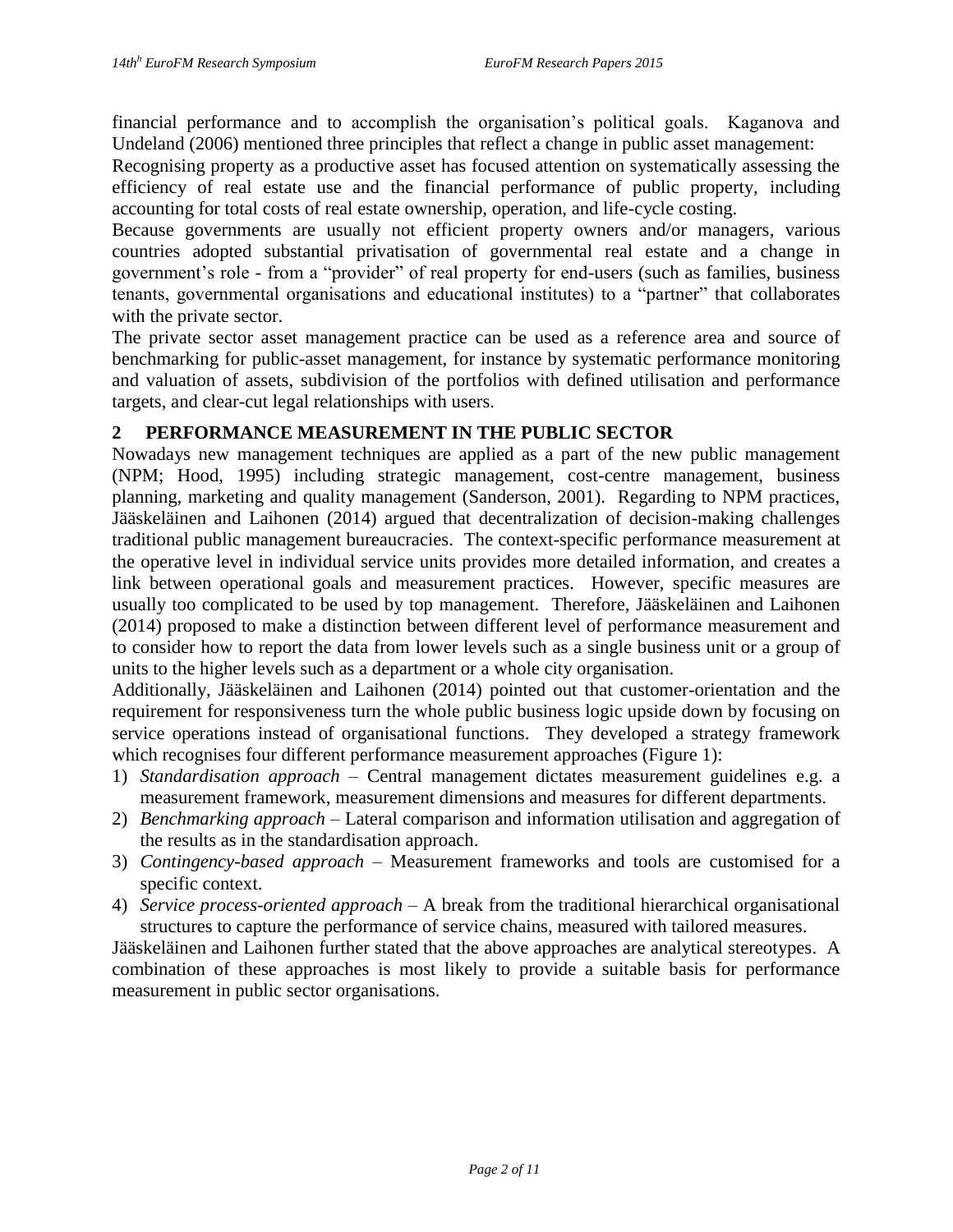financial performance and to accomplish the organisation's political goals. Kaganova and Undeland (2006) mentioned three principles that reflect a change in public asset management:

Recognising property as a productive asset has focused attention on systematically assessing the efficiency of real estate use and the financial performance of public property, including accounting for total costs of real estate ownership, operation, and life-cycle costing.

Because governments are usually not efficient property owners and/or managers, various countries adopted substantial privatisation of governmental real estate and a change in government's role - from a "provider" of real property for end-users (such as families, business tenants, governmental organisations and educational institutes) to a "partner" that collaborates with the private sector.

The private sector asset management practice can be used as a reference area and source of benchmarking for public-asset management, for instance by systematic performance monitoring and valuation of assets, subdivision of the portfolios with defined utilisation and performance targets, and clear-cut legal relationships with users.

## 2 PERFORMANCE MEASUREMENT IN THE PUBLIC SECTOR

Nowadays new management techniques are applied as a part of the new public management (NPM; Hood, 1995) including strategic management, cost-centre management, business planning, marketing and quality management (Sanderson, 2001). Regarding to NPM practices, Jääskeläinen and Laihonen (2014) argued that decentralization of decision-making challenges traditional public management bureaucracies. The context-specific performance measurement at the operative level in individual service units provides more detailed information, and creates a link between operational goals and measurement practices. However, specific measures are usually too complicated to be used by top management. Therefore, Jääskeläinen and Laihonen (2014) proposed to make a distinction between different level of performance measurement and to consider how to report the data from lower levels such as a single business unit or a group of units to the higher levels such as a department or a whole city organisation.

Additionally, Jääskeläinen and Laihonen (2014) pointed out that customer-orientation and the requirement for responsiveness turn the whole public business logic upside down by focusing on service operations instead of organisational functions. They developed a strategy framework which recognises four different performance measurement approaches (Figure 1):

1) *Standardisation approach* – Central management dictates measurement guidelines e.g. a measurement framework, measurement dimensions and measures for different departments.
2) *Benchmarking approach* – Lateral comparison and information utilisation and aggregation of the results as in the standardisation approach.
3) *Contingency-based approach* – Measurement frameworks and tools are customised for a specific context.
4) *Service process-oriented approach* – A break from the traditional hierarchical organisational structures to capture the performance of service chains, measured with tailored measures.

Jääskeläinen and Laihonen further stated that the above approaches are analytical stereotypes. A combination of these approaches is most likely to provide a suitable basis for performance measurement in public sector organisations.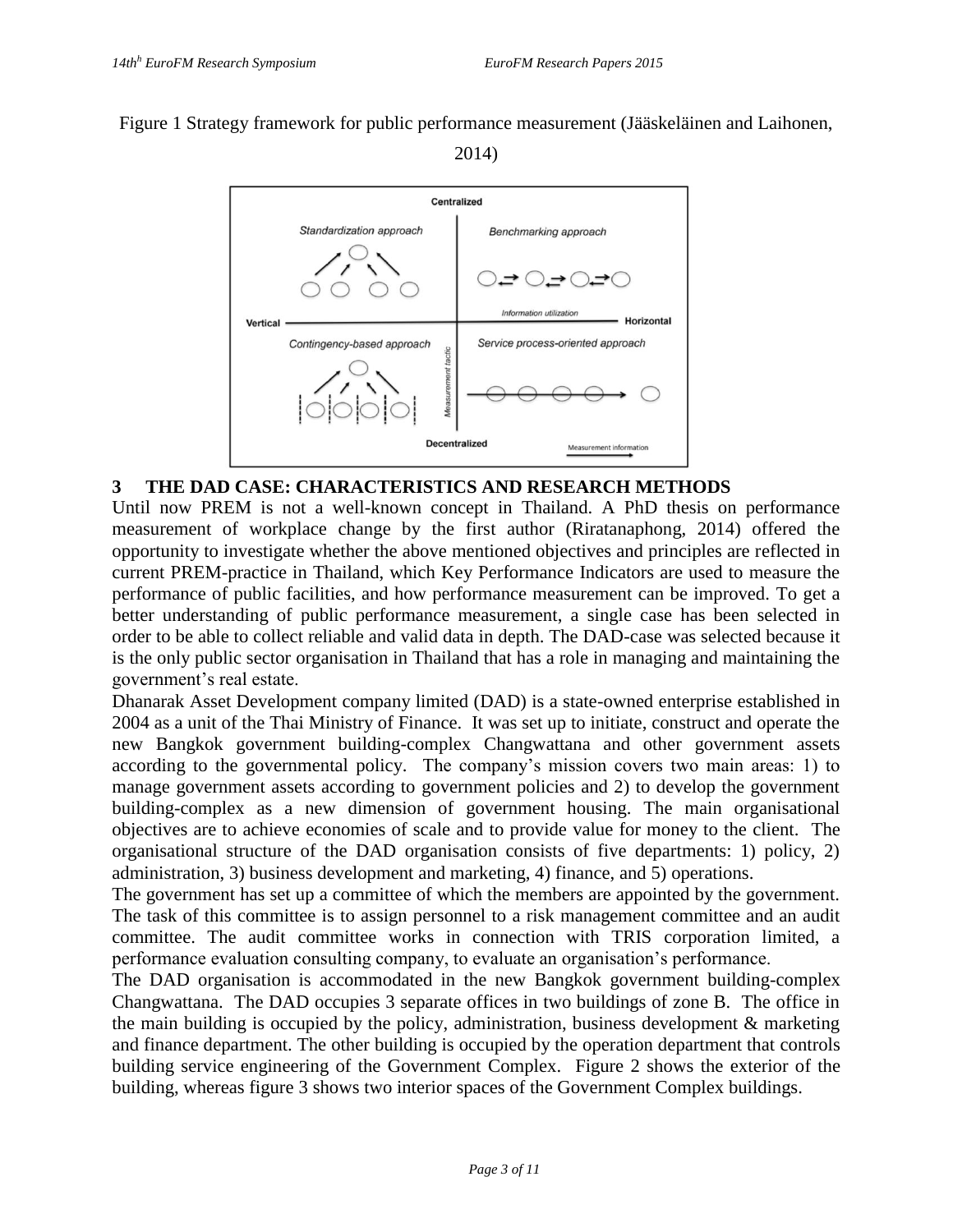Figure 1 Strategy framework for public performance measurement (Jääskeläinen and Laihonen, 2014)

## 3 THE DAD CASE: CHARACTERISTICS AND RESEARCH METHODS

Until now PREM is not a well-known concept in Thailand. A PhD thesis on performance measurement of workplace change by the first author (Riratanaphong, 2014) offered the opportunity to investigate whether the above mentioned objectives and principles are reflected in current PREM-practice in Thailand, which Key Performance Indicators are used to measure the performance of public facilities, and how performance measurement can be improved. To get a better understanding of public performance measurement, a single case has been selected in order to be able to collect reliable and valid data in depth. The DAD-case was selected because it is the only public sector organisation in Thailand that has a role in managing and maintaining the government's real estate.

Dhanarak Asset Development company limited (DAD) is a state-owned enterprise established in 2004 as a unit of the Thai Ministry of Finance. It was set up to initiate, construct and operate the new Bangkok government building-complex Changwattana and other government assets according to the governmental policy. The company's mission covers two main areas: 1) to manage government assets according to government policies and 2) to develop the government building-complex as a new dimension of government housing. The main organisational objectives are to achieve economies of scale and to provide value for money to the client. The organisational structure of the DAD organisation consists of five departments: 1) policy, 2) administration, 3) business development and marketing, 4) finance, and 5) operations.

The government has set up a committee of which the members are appointed by the government. The task of this committee is to assign personnel to a risk management committee and an audit committee. The audit committee works in connection with TRIS corporation limited, a performance evaluation consulting company, to evaluate an organisation's performance.

The DAD organisation is accommodated in the new Bangkok government building-complex Changwattana. The DAD occupies 3 separate offices in two buildings of zone B. The office in the main building is occupied by the policy, administration, business development & marketing and finance department. The other building is occupied by the operation department that controls building service engineering of the Government Complex. Figure 2 shows the exterior of the building, whereas figure 3 shows two interior spaces of the Government Complex buildings.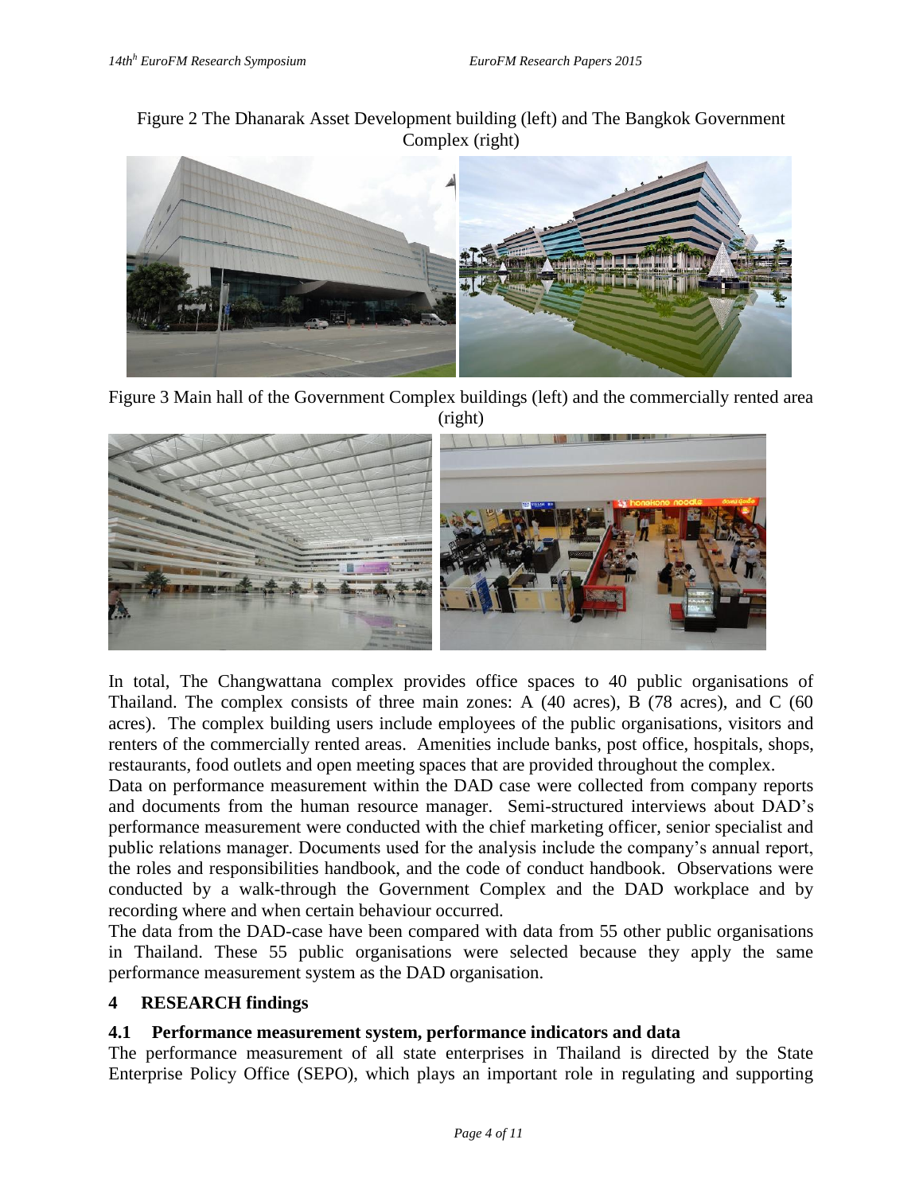Figure 2 The Dhanarak Asset Development building (left) and The Bangkok Government Complex (right)

Figure 3 Main hall of the Government Complex buildings (left) and the commercially rented area (right)

In total, The Changwattana complex provides office spaces to 40 public organisations of Thailand. The complex consists of three main zones: A (40 acres), B (78 acres), and C (60 acres). The complex building users include employees of the public organisations, visitors and renters of the commercially rented areas. Amenities include banks, post office, hospitals, shops, restaurants, food outlets and open meeting spaces that are provided throughout the complex.

Data on performance measurement within the DAD case were collected from company reports and documents from the human resource manager. Semi-structured interviews about DAD's performance measurement were conducted with the chief marketing officer, senior specialist and public relations manager. Documents used for the analysis include the company's annual report, the roles and responsibilities handbook, and the code of conduct handbook. Observations were conducted by a walk-through the Government Complex and the DAD workplace and by recording where and when certain behaviour occurred.

The data from the DAD-case have been compared with data from 55 other public organisations in Thailand. These 55 public organisations were selected because they apply the same performance measurement system as the DAD organisation.

## 4 RESEARCH findings

### 4.1 Performance measurement system, performance indicators and data

The performance measurement of all state enterprises in Thailand is directed by the State Enterprise Policy Office (SEPO), which plays an important role in regulating and supporting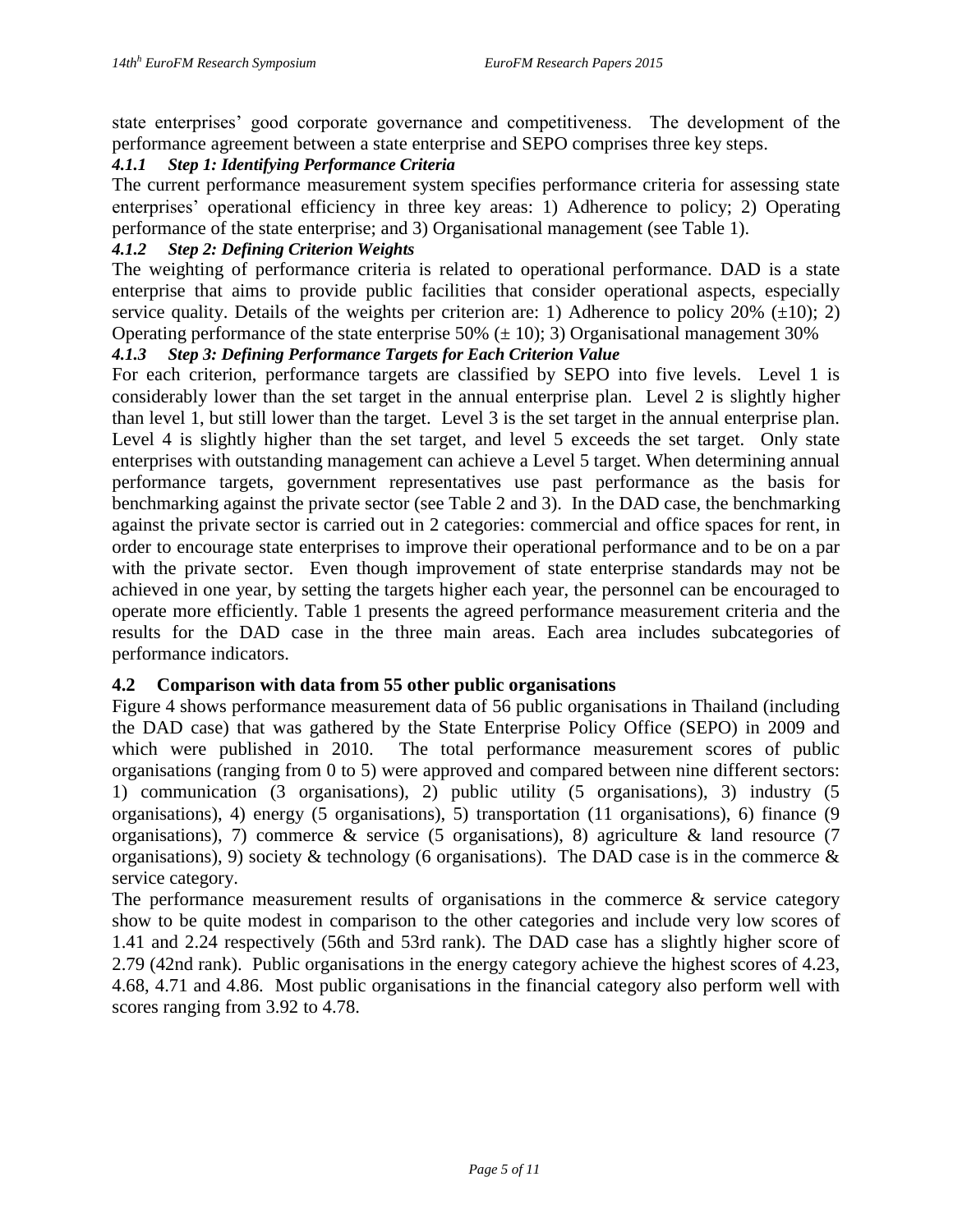state enterprises' good corporate governance and competitiveness. The development of the performance agreement between a state enterprise and SEPO comprises three key steps.

#### *4.1.1 Step 1: Identifying Performance Criteria*

The current performance measurement system specifies performance criteria for assessing state enterprises' operational efficiency in three key areas: 1) Adherence to policy; 2) Operating performance of the state enterprise; and 3) Organisational management (see Table 1).

#### *4.1.2 Step 2: Defining Criterion Weights*

The weighting of performance criteria is related to operational performance. DAD is a state enterprise that aims to provide public facilities that consider operational aspects, especially service quality. Details of the weights per criterion are: 1) Adherence to policy 20% (±10); 2) Operating performance of the state enterprise 50% (± 10); 3) Organisational management 30%

#### *4.1.3 Step 3: Defining Performance Targets for Each Criterion Value*

For each criterion, performance targets are classified by SEPO into five levels. Level 1 is considerably lower than the set target in the annual enterprise plan. Level 2 is slightly higher than level 1, but still lower than the target. Level 3 is the set target in the annual enterprise plan. Level 4 is slightly higher than the set target, and level 5 exceeds the set target. Only state enterprises with outstanding management can achieve a Level 5 target. When determining annual performance targets, government representatives use past performance as the basis for benchmarking against the private sector (see Table 2 and 3). In the DAD case, the benchmarking against the private sector is carried out in 2 categories: commercial and office spaces for rent, in order to encourage state enterprises to improve their operational performance and to be on a par with the private sector. Even though improvement of state enterprise standards may not be achieved in one year, by setting the targets higher each year, the personnel can be encouraged to operate more efficiently. Table 1 presents the agreed performance measurement criteria and the results for the DAD case in the three main areas. Each area includes subcategories of performance indicators.

### 4.2 Comparison with data from 55 other public organisations

Figure 4 shows performance measurement data of 56 public organisations in Thailand (including the DAD case) that was gathered by the State Enterprise Policy Office (SEPO) in 2009 and which were published in 2010. The total performance measurement scores of public organisations (ranging from 0 to 5) were approved and compared between nine different sectors: 1) communication (3 organisations), 2) public utility (5 organisations), 3) industry (5 organisations), 4) energy (5 organisations), 5) transportation (11 organisations), 6) finance (9 organisations), 7) commerce & service (5 organisations), 8) agriculture & land resource (7 organisations), 9) society & technology (6 organisations). The DAD case is in the commerce & service category.

The performance measurement results of organisations in the commerce & service category show to be quite modest in comparison to the other categories and include very low scores of 1.41 and 2.24 respectively (56th and 53rd rank). The DAD case has a slightly higher score of 2.79 (42nd rank). Public organisations in the energy category achieve the highest scores of 4.23, 4.68, 4.71 and 4.86. Most public organisations in the financial category also perform well with scores ranging from 3.92 to 4.78.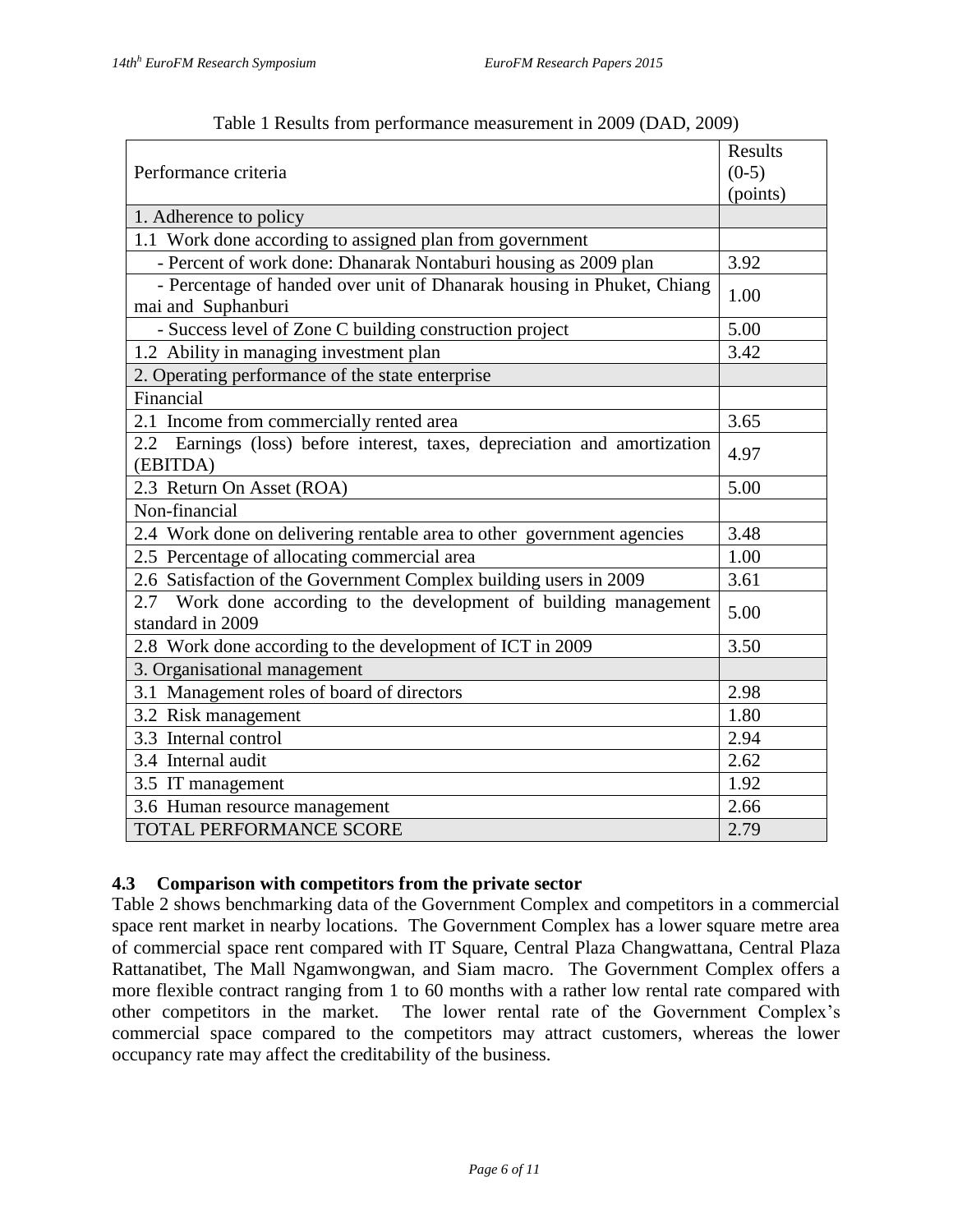Table 1 Results from performance measurement in 2009 (DAD, 2009)

| Performance criteria | Results (0-5) (points) |
|---|---|
| 1. Adherence to policy | |
| 1.1 Work done according to assigned plan from government | |
| - Percent of work done: Dhanarak Nontaburi housing as 2009 plan | 3.92 |
| - Percentage of handed over unit of Dhanarak housing in Phuket, Chiang mai and Suphanburi | 1.00 |
| - Success level of Zone C building construction project | 5.00 |
| 1.2 Ability in managing investment plan | 3.42 |
| 2. Operating performance of the state enterprise | |
| Financial | |
| 2.1 Income from commercially rented area | 3.65 |
| 2.2 Earnings (loss) before interest, taxes, depreciation and amortization (EBITDA) | 4.97 |
| 2.3 Return On Asset (ROA) | 5.00 |
| Non-financial | |
| 2.4 Work done on delivering rentable area to other government agencies | 3.48 |
| 2.5 Percentage of allocating commercial area | 1.00 |
| 2.6 Satisfaction of the Government Complex building users in 2009 | 3.61 |
| 2.7 Work done according to the development of building management standard in 2009 | 5.00 |
| 2.8 Work done according to the development of ICT in 2009 | 3.50 |
| 3. Organisational management | |
| 3.1 Management roles of board of directors | 2.98 |
| 3.2 Risk management | 1.80 |
| 3.3 Internal control | 2.94 |
| 3.4 Internal audit | 2.62 |
| 3.5 IT management | 1.92 |
| 3.6 Human resource management | 2.66 |
| TOTAL PERFORMANCE SCORE | 2.79 |

### 4.3 Comparison with competitors from the private sector

Table 2 shows benchmarking data of the Government Complex and competitors in a commercial space rent market in nearby locations. The Government Complex has a lower square metre area of commercial space rent compared with IT Square, Central Plaza Changwattana, Central Plaza Rattanatibet, The Mall Ngamwongwan, and Siam macro. The Government Complex offers a more flexible contract ranging from 1 to 60 months with a rather low rental rate compared with other competitors in the market. The lower rental rate of the Government Complex's commercial space compared to the competitors may attract customers, whereas the lower occupancy rate may affect the creditability of the business.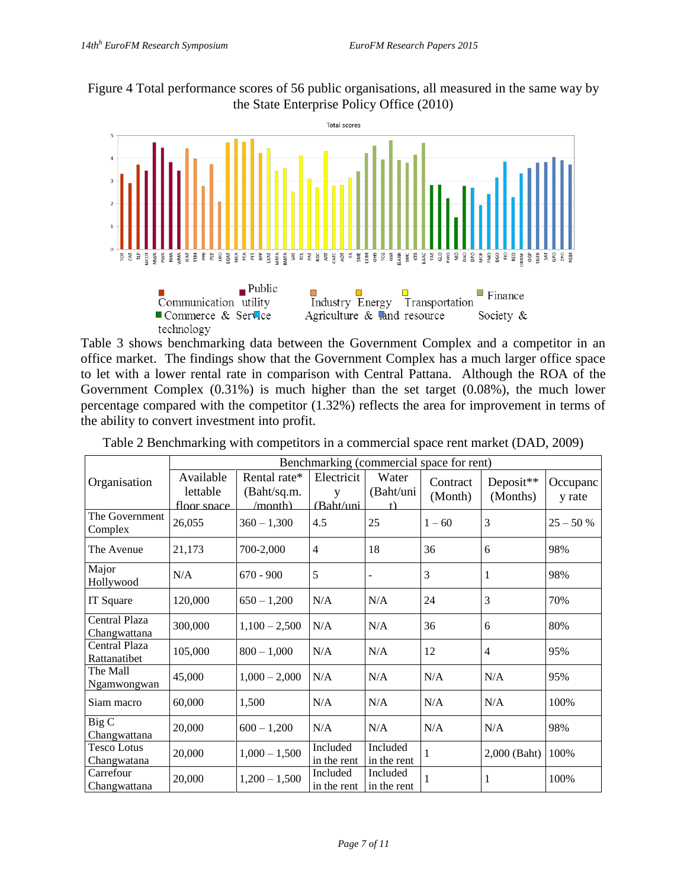Figure 4 Total performance scores of 56 public organisations, all measured in the same way by the State Enterprise Policy Office (2010)

Total scores

Communication | Public utility | Industry | Energy | Transportation | Finance | Commerce & Service | Agriculture & land resource | Society & technology

Table 3 shows benchmarking data between the Government Complex and a competitor in an office market. The findings show that the Government Complex has a much larger office space to let with a lower rental rate in comparison with Central Pattana. Although the ROA of the Government Complex (0.31%) is much higher than the set target (0.08%), the much lower percentage compared with the competitor (1.32%) reflects the area for improvement in terms of the ability to convert investment into profit.

Table 2 Benchmarking with competitors in a commercial space rent market (DAD, 2009)

| Organisation | Benchmarking (commercial space for rent) | | | | | | |
|---|---|---|---|---|---|---|---|
| | Available lettable floor space | Rental rate* (Baht/sq.m. /month) | Electricity (Baht/unit) | Water (Baht/unit) | Contract (Month) | Deposit** (Months) | Occupancy rate |
| The Government Complex | 26,055 | 360 – 1,300 | 4.5 | 25 | 1 – 60 | 3 | 25 – 50 % |
| The Avenue | 21,173 | 700-2,000 | 4 | 18 | 36 | 6 | 98% |
| Major Hollywood | N/A | 670 - 900 | 5 | - | 3 | 1 | 98% |
| IT Square | 120,000 | 650 – 1,200 | N/A | N/A | 24 | 3 | 70% |
| Central Plaza Changwattana | 300,000 | 1,100 – 2,500 | N/A | N/A | 36 | 6 | 80% |
| Central Plaza Rattanatibet | 105,000 | 800 – 1,000 | N/A | N/A | 12 | 4 | 95% |
| The Mall Ngamwongwan | 45,000 | 1,000 – 2,000 | N/A | N/A | N/A | N/A | 95% |
| Siam macro | 60,000 | 1,500 | N/A | N/A | N/A | N/A | 100% |
| Big C Changwattana | 20,000 | 600 – 1,200 | N/A | N/A | N/A | N/A | 98% |
| Tesco Lotus Changwatana | 20,000 | 1,000 – 1,500 | Included in the rent | Included in the rent | 1 | 2,000 (Baht) | 100% |
| Carrefour Changwattana | 20,000 | 1,200 – 1,500 | Included in the rent | Included in the rent | 1 | 1 | 100% |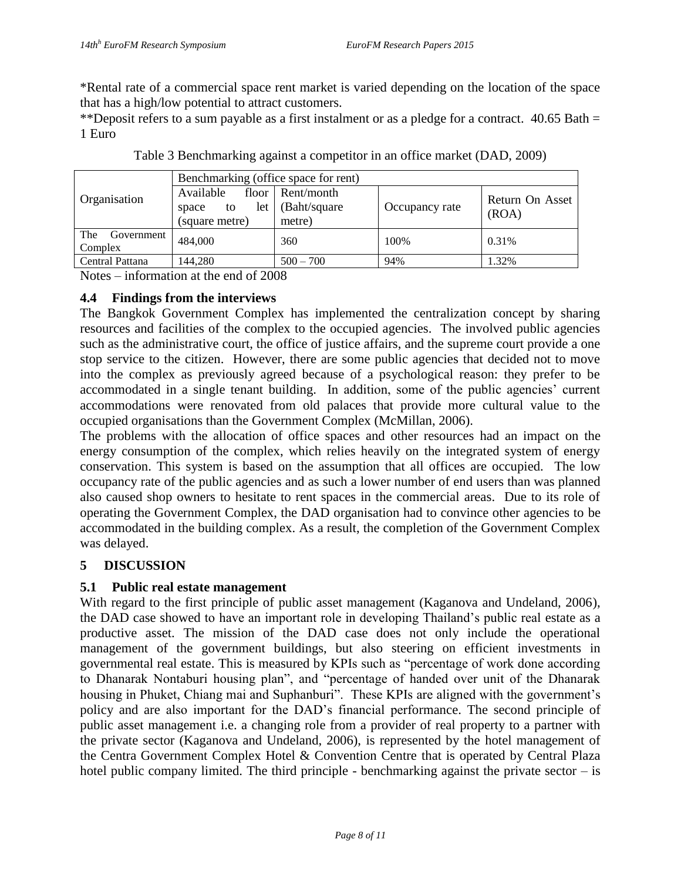*Rental rate of a commercial space rent market is varied depending on the location of the space that has a high/low potential to attract customers.

**Deposit refers to a sum payable as a first instalment or as a pledge for a contract. 40.65 Bath = 1 Euro

Table 3 Benchmarking against a competitor in an office market (DAD, 2009)

| Organisation | Benchmarking (office space for rent) | | | |
|---|---|---|---|---|
| | Available floor space to let (square metre) | Rent/month (Baht/square metre) | Occupancy rate | Return On Asset (ROA) |
| The Government Complex | 484,000 | 360 | 100% | 0.31% |
| Central Pattana | 144,280 | 500 – 700 | 94% | 1.32% |

Notes – information at the end of 2008

### 4.4 Findings from the interviews

The Bangkok Government Complex has implemented the centralization concept by sharing resources and facilities of the complex to the occupied agencies. The involved public agencies such as the administrative court, the office of justice affairs, and the supreme court provide a one stop service to the citizen. However, there are some public agencies that decided not to move into the complex as previously agreed because of a psychological reason: they prefer to be accommodated in a single tenant building. In addition, some of the public agencies' current accommodations were renovated from old palaces that provide more cultural value to the occupied organisations than the Government Complex (McMillan, 2006).

The problems with the allocation of office spaces and other resources had an impact on the energy consumption of the complex, which relies heavily on the integrated system of energy conservation. This system is based on the assumption that all offices are occupied. The low occupancy rate of the public agencies and as such a lower number of end users than was planned also caused shop owners to hesitate to rent spaces in the commercial areas. Due to its role of operating the Government Complex, the DAD organisation had to convince other agencies to be accommodated in the building complex. As a result, the completion of the Government Complex was delayed.

## 5 DISCUSSION

### 5.1 Public real estate management

With regard to the first principle of public asset management (Kaganova and Undeland, 2006), the DAD case showed to have an important role in developing Thailand's public real estate as a productive asset. The mission of the DAD case does not only include the operational management of the government buildings, but also steering on efficient investments in governmental real estate. This is measured by KPIs such as "percentage of work done according to Dhanarak Nontaburi housing plan", and "percentage of handed over unit of the Dhanarak housing in Phuket, Chiang mai and Suphanburi". These KPIs are aligned with the government's policy and are also important for the DAD's financial performance. The second principle of public asset management i.e. a changing role from a provider of real property to a partner with the private sector (Kaganova and Undeland, 2006), is represented by the hotel management of the Centra Government Complex Hotel & Convention Centre that is operated by Central Plaza hotel public company limited. The third principle - benchmarking against the private sector – is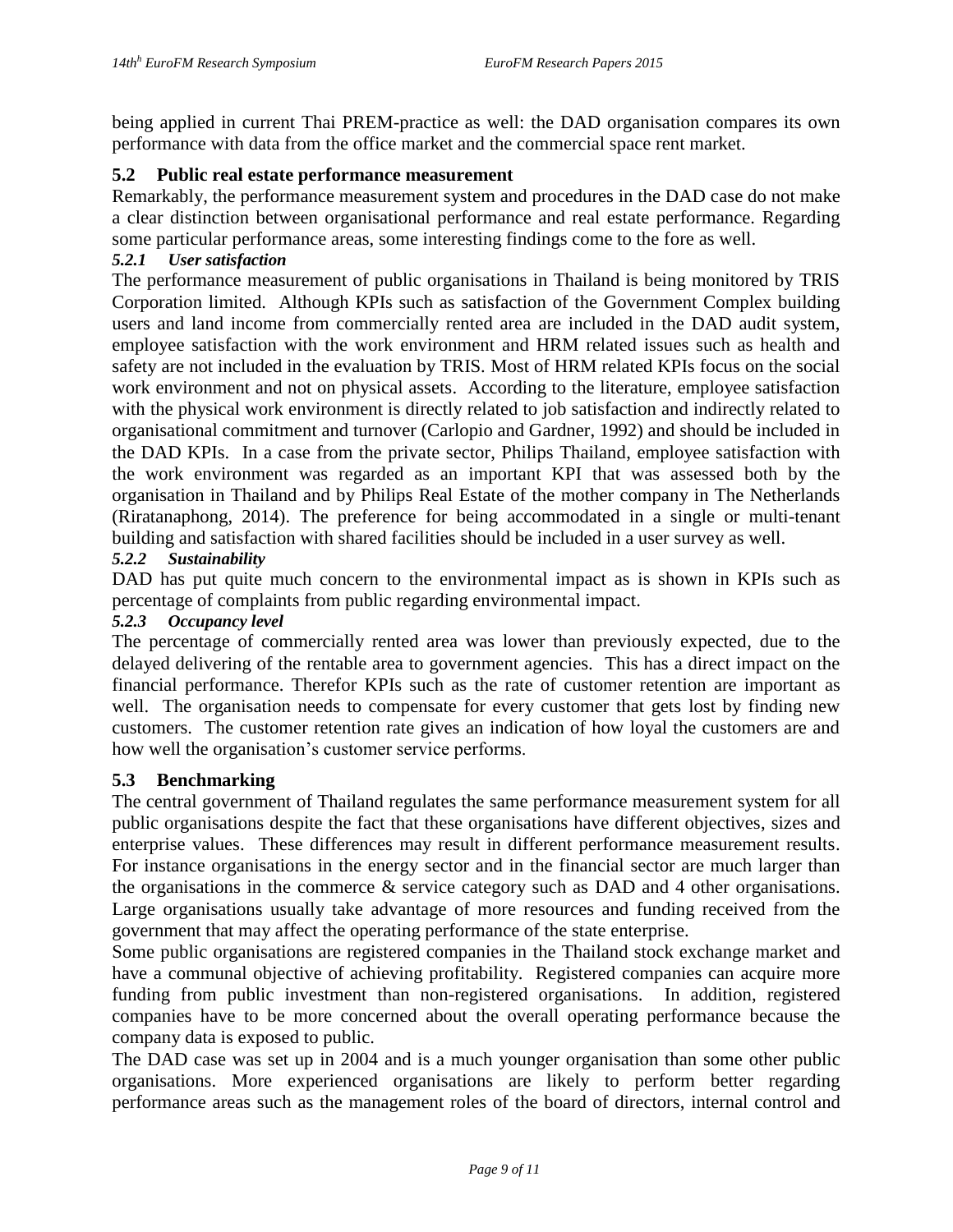being applied in current Thai PREM-practice as well: the DAD organisation compares its own performance with data from the office market and the commercial space rent market.

## 5.2 Public real estate performance measurement

Remarkably, the performance measurement system and procedures in the DAD case do not make a clear distinction between organisational performance and real estate performance. Regarding some particular performance areas, some interesting findings come to the fore as well.

### *5.2.1 User satisfaction*

The performance measurement of public organisations in Thailand is being monitored by TRIS Corporation limited. Although KPIs such as satisfaction of the Government Complex building users and land income from commercially rented area are included in the DAD audit system, employee satisfaction with the work environment and HRM related issues such as health and safety are not included in the evaluation by TRIS. Most of HRM related KPIs focus on the social work environment and not on physical assets. According to the literature, employee satisfaction with the physical work environment is directly related to job satisfaction and indirectly related to organisational commitment and turnover (Carlopio and Gardner, 1992) and should be included in the DAD KPIs. In a case from the private sector, Philips Thailand, employee satisfaction with the work environment was regarded as an important KPI that was assessed both by the organisation in Thailand and by Philips Real Estate of the mother company in The Netherlands (Riratanaphong, 2014). The preference for being accommodated in a single or multi-tenant building and satisfaction with shared facilities should be included in a user survey as well.

### *5.2.2 Sustainability*

DAD has put quite much concern to the environmental impact as is shown in KPIs such as percentage of complaints from public regarding environmental impact.

### *5.2.3 Occupancy level*

The percentage of commercially rented area was lower than previously expected, due to the delayed delivering of the rentable area to government agencies. This has a direct impact on the financial performance. Therefor KPIs such as the rate of customer retention are important as well. The organisation needs to compensate for every customer that gets lost by finding new customers. The customer retention rate gives an indication of how loyal the customers are and how well the organisation's customer service performs.

## 5.3 Benchmarking

The central government of Thailand regulates the same performance measurement system for all public organisations despite the fact that these organisations have different objectives, sizes and enterprise values. These differences may result in different performance measurement results. For instance organisations in the energy sector and in the financial sector are much larger than the organisations in the commerce & service category such as DAD and 4 other organisations. Large organisations usually take advantage of more resources and funding received from the government that may affect the operating performance of the state enterprise.

Some public organisations are registered companies in the Thailand stock exchange market and have a communal objective of achieving profitability. Registered companies can acquire more funding from public investment than non-registered organisations. In addition, registered companies have to be more concerned about the overall operating performance because the company data is exposed to public.

The DAD case was set up in 2004 and is a much younger organisation than some other public organisations. More experienced organisations are likely to perform better regarding performance areas such as the management roles of the board of directors, internal control and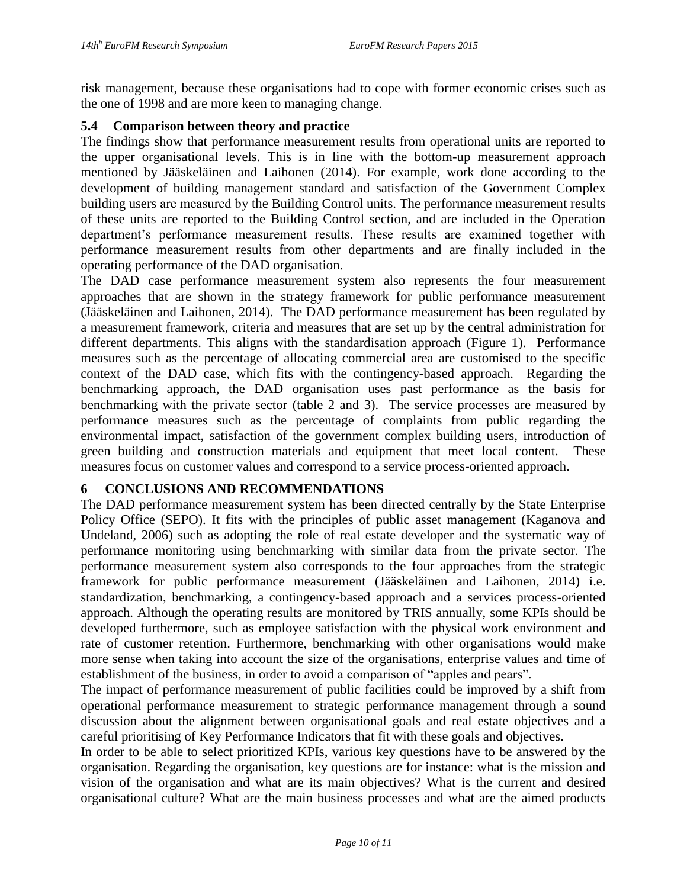risk management, because these organisations had to cope with former economic crises such as the one of 1998 and are more keen to managing change.

### 5.4 Comparison between theory and practice

The findings show that performance measurement results from operational units are reported to the upper organisational levels. This is in line with the bottom-up measurement approach mentioned by Jääskeläinen and Laihonen (2014). For example, work done according to the development of building management standard and satisfaction of the Government Complex building users are measured by the Building Control units. The performance measurement results of these units are reported to the Building Control section, and are included in the Operation department's performance measurement results. These results are examined together with performance measurement results from other departments and are finally included in the operating performance of the DAD organisation.

The DAD case performance measurement system also represents the four measurement approaches that are shown in the strategy framework for public performance measurement (Jääskeläinen and Laihonen, 2014). The DAD performance measurement has been regulated by a measurement framework, criteria and measures that are set up by the central administration for different departments. This aligns with the standardisation approach (Figure 1). Performance measures such as the percentage of allocating commercial area are customised to the specific context of the DAD case, which fits with the contingency-based approach. Regarding the benchmarking approach, the DAD organisation uses past performance as the basis for benchmarking with the private sector (table 2 and 3). The service processes are measured by performance measures such as the percentage of complaints from public regarding the environmental impact, satisfaction of the government complex building users, introduction of green building and construction materials and equipment that meet local content. These measures focus on customer values and correspond to a service process-oriented approach.

## 6 CONCLUSIONS AND RECOMMENDATIONS

The DAD performance measurement system has been directed centrally by the State Enterprise Policy Office (SEPO). It fits with the principles of public asset management (Kaganova and Undeland, 2006) such as adopting the role of real estate developer and the systematic way of performance monitoring using benchmarking with similar data from the private sector. The performance measurement system also corresponds to the four approaches from the strategic framework for public performance measurement (Jääskeläinen and Laihonen, 2014) i.e. standardization, benchmarking, a contingency-based approach and a services process-oriented approach. Although the operating results are monitored by TRIS annually, some KPIs should be developed furthermore, such as employee satisfaction with the physical work environment and rate of customer retention. Furthermore, benchmarking with other organisations would make more sense when taking into account the size of the organisations, enterprise values and time of establishment of the business, in order to avoid a comparison of "apples and pears".

The impact of performance measurement of public facilities could be improved by a shift from operational performance measurement to strategic performance management through a sound discussion about the alignment between organisational goals and real estate objectives and a careful prioritising of Key Performance Indicators that fit with these goals and objectives.

In order to be able to select prioritized KPIs, various key questions have to be answered by the organisation. Regarding the organisation, key questions are for instance: what is the mission and vision of the organisation and what are its main objectives? What is the current and desired organisational culture? What are the main business processes and what are the aimed products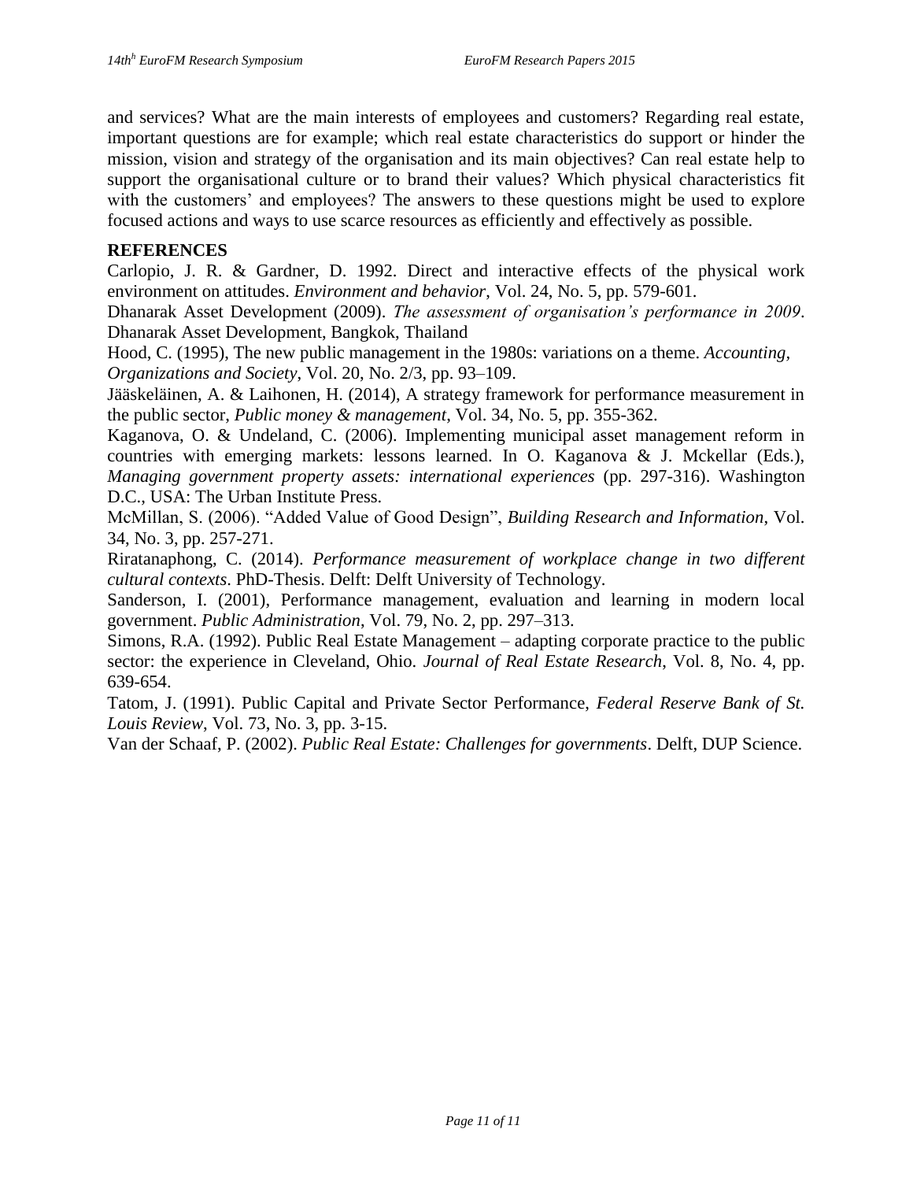and services? What are the main interests of employees and customers? Regarding real estate, important questions are for example; which real estate characteristics do support or hinder the mission, vision and strategy of the organisation and its main objectives? Can real estate help to support the organisational culture or to brand their values? Which physical characteristics fit with the customers' and employees? The answers to these questions might be used to explore focused actions and ways to use scarce resources as efficiently and effectively as possible.

## REFERENCES

Carlopio, J. R. & Gardner, D. 1992. Direct and interactive effects of the physical work environment on attitudes. *Environment and behavior*, Vol. 24, No. 5, pp. 579-601.

Dhanarak Asset Development (2009). *The assessment of organisation's performance in 2009*. Dhanarak Asset Development, Bangkok, Thailand

Hood, C. (1995), The new public management in the 1980s: variations on a theme. *Accounting, Organizations and Society*, Vol. 20, No. 2/3, pp. 93–109.

Jääskeläinen, A. & Laihonen, H. (2014), A strategy framework for performance measurement in the public sector, *Public money & management*, Vol. 34, No. 5, pp. 355-362.

Kaganova, O. & Undeland, C. (2006). Implementing municipal asset management reform in countries with emerging markets: lessons learned. In O. Kaganova & J. Mckellar (Eds.), *Managing government property assets: international experiences* (pp. 297-316). Washington D.C., USA: The Urban Institute Press.

McMillan, S. (2006). "Added Value of Good Design", *Building Research and Information*, Vol. 34, No. 3, pp. 257-271.

Riratanaphong, C. (2014). *Performance measurement of workplace change in two different cultural contexts*. PhD-Thesis. Delft: Delft University of Technology.

Sanderson, I. (2001), Performance management, evaluation and learning in modern local government. *Public Administration*, Vol. 79, No. 2, pp. 297–313.

Simons, R.A. (1992). Public Real Estate Management – adapting corporate practice to the public sector: the experience in Cleveland, Ohio. *Journal of Real Estate Research*, Vol. 8, No. 4, pp. 639-654.

Tatom, J. (1991). Public Capital and Private Sector Performance, *Federal Reserve Bank of St. Louis Review*, Vol. 73, No. 3, pp. 3-15.

Van der Schaaf, P. (2002). *Public Real Estate: Challenges for governments*. Delft, DUP Science.